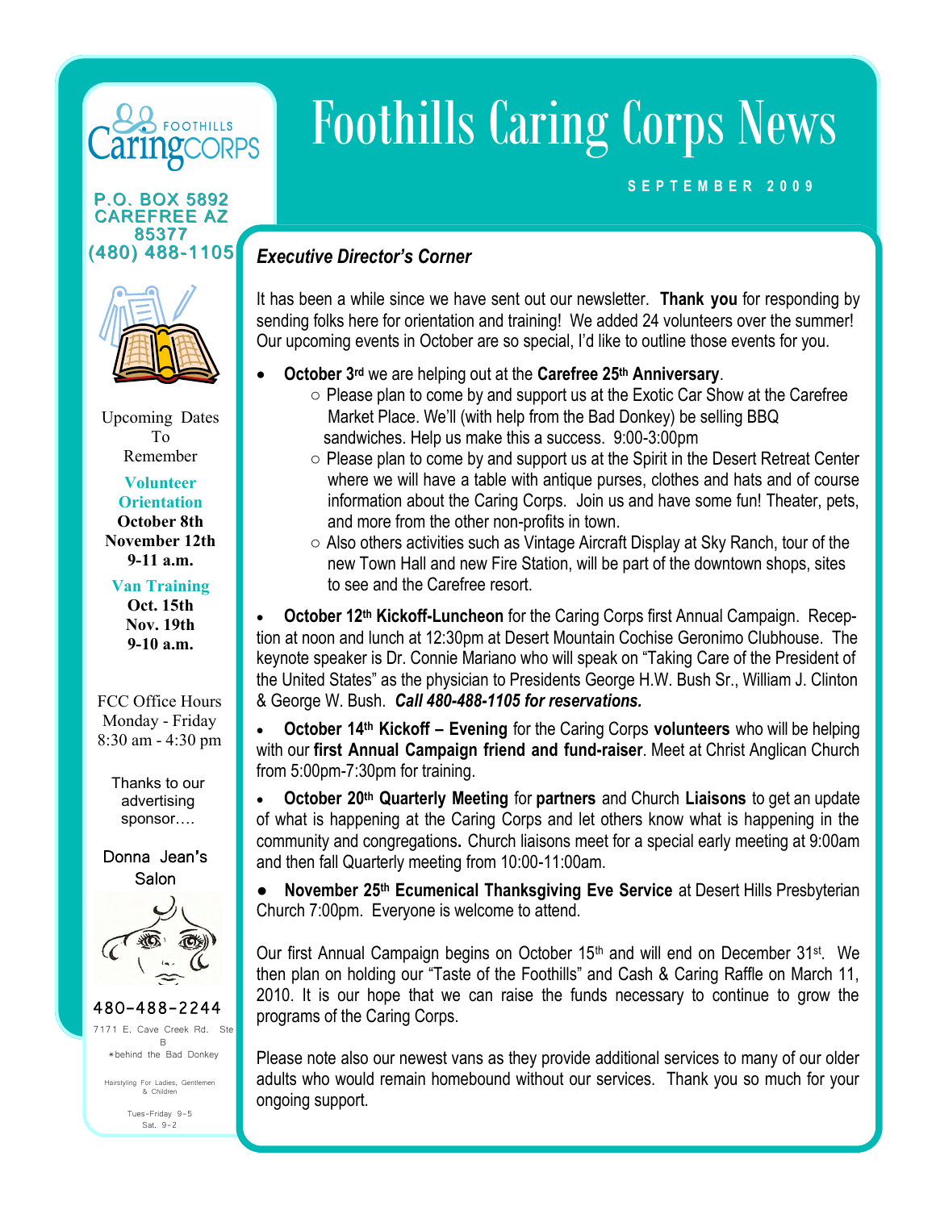# Foothills Caring Corps News

SEPTEMBER 2009

FOOTHILLS CaringCORPS

P.O. BOX 5892
CAREFREE AZ 85377
(480) 488-1105

Upcoming Dates To Remember

**Volunteer Orientation**
**October 8th**
**November 12th**
**9-11 a.m.**

**Van Training**
**Oct. 15th**
**Nov. 19th**
**9-10 a.m.**

FCC Office Hours
Monday - Friday
8:30 am - 4:30 pm

Thanks to our advertising sponsor….

Donna Jean's Salon

480-488-2244

7171 E. Cave Creek Rd. Ste B
*behind the Bad Donkey

Hairstyling For Ladies, Gentlemen & Children

Tues-Friday 9-5
Sat. 9-2

## *Executive Director's Corner*

It has been a while since we have sent out our newsletter. **Thank you** for responding by sending folks here for orientation and training! We added 24 volunteers over the summer! Our upcoming events in October are so special, I'd like to outline those events for you.

- **October 3rd** we are helping out at the **Carefree 25th Anniversary**.
  - Please plan to come by and support us at the Exotic Car Show at the Carefree Market Place. We'll (with help from the Bad Donkey) be selling BBQ sandwiches. Help us make this a success. 9:00-3:00pm
  - Please plan to come by and support us at the Spirit in the Desert Retreat Center where we will have a table with antique purses, clothes and hats and of course information about the Caring Corps. Join us and have some fun! Theater, pets, and more from the other non-profits in town.
  - Also others activities such as Vintage Aircraft Display at Sky Ranch, tour of the new Town Hall and new Fire Station, will be part of the downtown shops, sites to see and the Carefree resort.

- **October 12th Kickoff-Luncheon** for the Caring Corps first Annual Campaign. Reception at noon and lunch at 12:30pm at Desert Mountain Cochise Geronimo Clubhouse. The keynote speaker is Dr. Connie Mariano who will speak on "Taking Care of the President of the United States" as the physician to Presidents George H.W. Bush Sr., William J. Clinton & George W. Bush. ***Call 480-488-1105 for reservations.***

- **October 14th Kickoff – Evening** for the Caring Corps **volunteers** who will be helping with our **first Annual Campaign friend and fund-raiser**. Meet at Christ Anglican Church from 5:00pm-7:30pm for training.

- **October 20th Quarterly Meeting** for **partners** and Church **Liaisons** to get an update of what is happening at the Caring Corps and let others know what is happening in the community and congregations**.** Church liaisons meet for a special early meeting at 9:00am and then fall Quarterly meeting from 10:00-11:00am.

- **November 25th Ecumenical Thanksgiving Eve Service** at Desert Hills Presbyterian Church 7:00pm. Everyone is welcome to attend.

Our first Annual Campaign begins on October 15th and will end on December 31st. We then plan on holding our "Taste of the Foothills" and Cash & Caring Raffle on March 11, 2010. It is our hope that we can raise the funds necessary to continue to grow the programs of the Caring Corps.

Please note also our newest vans as they provide additional services to many of our older adults who would remain homebound without our services. Thank you so much for your ongoing support.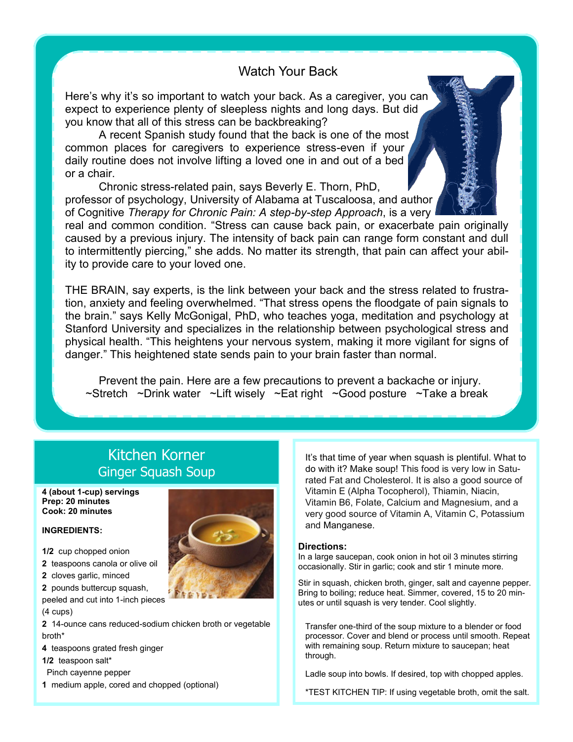## Watch Your Back

Here's why it's so important to watch your back. As a caregiver, you can expect to experience plenty of sleepless nights and long days. But did you know that all of this stress can be backbreaking?

A recent Spanish study found that the back is one of the most common places for caregivers to experience stress-even if your daily routine does not involve lifting a loved one in and out of a bed or a chair.

Chronic stress-related pain, says Beverly E. Thorn, PhD, professor of psychology, University of Alabama at Tuscaloosa, and author of Cognitive *Therapy for Chronic Pain: A step-by-step Approach*, is a very real and common condition. "Stress can cause back pain, or exacerbate pain originally caused by a previous injury. The intensity of back pain can range form constant and dull to intermittently piercing," she adds. No matter its strength, that pain can affect your ability to provide care to your loved one.

THE BRAIN, say experts, is the link between your back and the stress related to frustration, anxiety and feeling overwhelmed. "That stress opens the floodgate of pain signals to the brain." says Kelly McGonigal, PhD, who teaches yoga, meditation and psychology at Stanford University and specializes in the relationship between psychological stress and physical health. "This heightens your nervous system, making it more vigilant for signs of danger." This heightened state sends pain to your brain faster than normal.

Prevent the pain. Here are a few precautions to prevent a backache or injury.
~Stretch ~Drink water ~Lift wisely ~Eat right ~Good posture ~Take a break

## Kitchen Korner
### Ginger Squash Soup

**4 (about 1-cup) servings**
**Prep: 20 minutes**
**Cook: 20 minutes**

**INGREDIENTS:**

- **1/2** cup chopped onion
- **2** teaspoons canola or olive oil
- **2** cloves garlic, minced
- **2** pounds buttercup squash, peeled and cut into 1-inch pieces (4 cups)
- **2** 14-ounce cans reduced-sodium chicken broth or vegetable broth*
- **4** teaspoons grated fresh ginger
- **1/2** teaspoon salt*
- Pinch cayenne pepper
- **1** medium apple, cored and chopped (optional)

It's that time of year when squash is plentiful. What to do with it? Make soup! This food is very low in Saturated Fat and Cholesterol. It is also a good source of Vitamin E (Alpha Tocopherol), Thiamin, Niacin, Vitamin B6, Folate, Calcium and Magnesium, and a very good source of Vitamin A, Vitamin C, Potassium and Manganese.

**Directions:**

In a large saucepan, cook onion in hot oil 3 minutes stirring occasionally. Stir in garlic; cook and stir 1 minute more.

Stir in squash, chicken broth, ginger, salt and cayenne pepper. Bring to boiling; reduce heat. Simmer, covered, 15 to 20 minutes or until squash is very tender. Cool slightly.

Transfer one-third of the soup mixture to a blender or food processor. Cover and blend or process until smooth. Repeat with remaining soup. Return mixture to saucepan; heat through.

Ladle soup into bowls. If desired, top with chopped apples.

*TEST KITCHEN TIP: If using vegetable broth, omit the salt.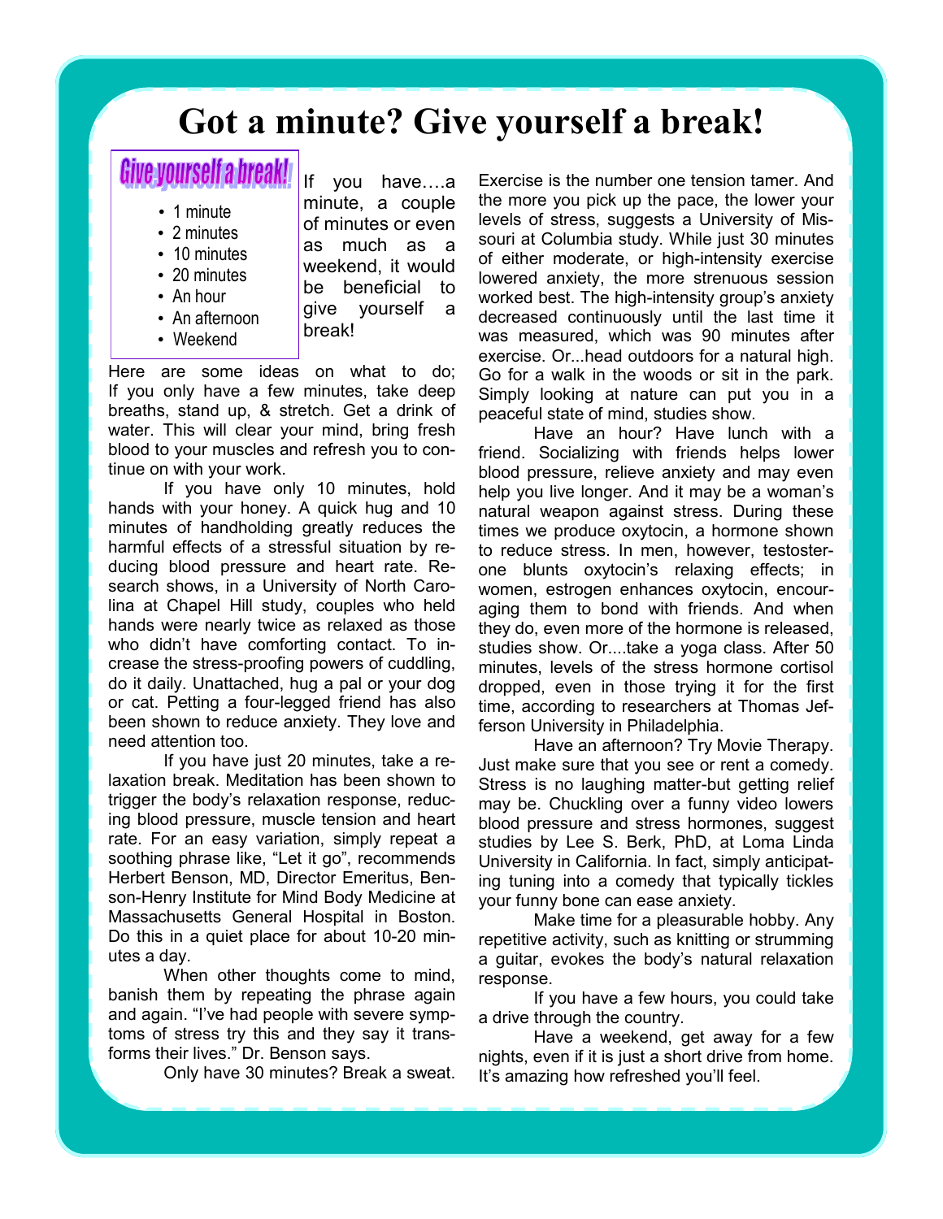# Got a minute? Give yourself a break!

**Give yourself a break!**

- 1 minute
- 2 minutes
- 10 minutes
- 20 minutes
- An hour
- An afternoon
- Weekend

If you have….a minute, a couple of minutes or even as much as a weekend, it would be beneficial to give yourself a break!

Here are some ideas on what to do; If you only have a few minutes, take deep breaths, stand up, & stretch. Get a drink of water. This will clear your mind, bring fresh blood to your muscles and refresh you to continue on with your work.

If you have only 10 minutes, hold hands with your honey. A quick hug and 10 minutes of handholding greatly reduces the harmful effects of a stressful situation by reducing blood pressure and heart rate. Research shows, in a University of North Carolina at Chapel Hill study, couples who held hands were nearly twice as relaxed as those who didn't have comforting contact. To increase the stress-proofing powers of cuddling, do it daily. Unattached, hug a pal or your dog or cat. Petting a four-legged friend has also been shown to reduce anxiety. They love and need attention too.

If you have just 20 minutes, take a relaxation break. Meditation has been shown to trigger the body's relaxation response, reducing blood pressure, muscle tension and heart rate. For an easy variation, simply repeat a soothing phrase like, "Let it go", recommends Herbert Benson, MD, Director Emeritus, Benson-Henry Institute for Mind Body Medicine at Massachusetts General Hospital in Boston. Do this in a quiet place for about 10-20 minutes a day.

When other thoughts come to mind, banish them by repeating the phrase again and again. "I've had people with severe symptoms of stress try this and they say it transforms their lives." Dr. Benson says.

Only have 30 minutes? Break a sweat. Exercise is the number one tension tamer. And the more you pick up the pace, the lower your levels of stress, suggests a University of Missouri at Columbia study. While just 30 minutes of either moderate, or high-intensity exercise lowered anxiety, the more strenuous session worked best. The high-intensity group's anxiety decreased continuously until the last time it was measured, which was 90 minutes after exercise. Or...head outdoors for a natural high. Go for a walk in the woods or sit in the park. Simply looking at nature can put you in a peaceful state of mind, studies show.

Have an hour? Have lunch with a friend. Socializing with friends helps lower blood pressure, relieve anxiety and may even help you live longer. And it may be a woman's natural weapon against stress. During these times we produce oxytocin, a hormone shown to reduce stress. In men, however, testosterone blunts oxytocin's relaxing effects; in women, estrogen enhances oxytocin, encouraging them to bond with friends. And when they do, even more of the hormone is released, studies show. Or....take a yoga class. After 50 minutes, levels of the stress hormone cortisol dropped, even in those trying it for the first time, according to researchers at Thomas Jefferson University in Philadelphia.

Have an afternoon? Try Movie Therapy. Just make sure that you see or rent a comedy. Stress is no laughing matter-but getting relief may be. Chuckling over a funny video lowers blood pressure and stress hormones, suggest studies by Lee S. Berk, PhD, at Loma Linda University in California. In fact, simply anticipating tuning into a comedy that typically tickles your funny bone can ease anxiety.

Make time for a pleasurable hobby. Any repetitive activity, such as knitting or strumming a guitar, evokes the body's natural relaxation response.

If you have a few hours, you could take a drive through the country.

Have a weekend, get away for a few nights, even if it is just a short drive from home. It's amazing how refreshed you'll feel.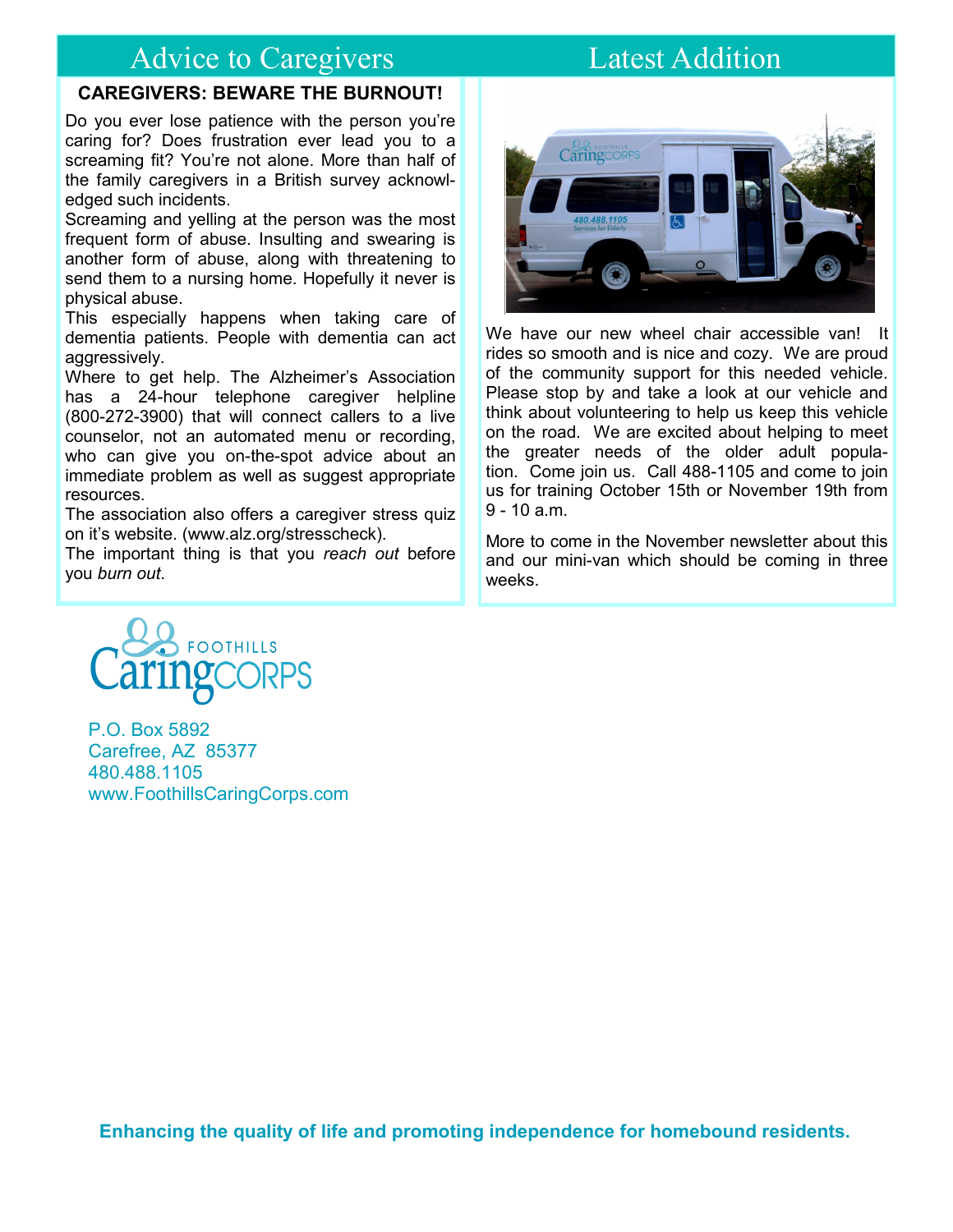## Advice to Caregivers

**CAREGIVERS: BEWARE THE BURNOUT!**

Do you ever lose patience with the person you're caring for? Does frustration ever lead you to a screaming fit? You're not alone. More than half of the family caregivers in a British survey acknowledged such incidents.

Screaming and yelling at the person was the most frequent form of abuse. Insulting and swearing is another form of abuse, along with threatening to send them to a nursing home. Hopefully it never is physical abuse.

This especially happens when taking care of dementia patients. People with dementia can act aggressively.

Where to get help. The Alzheimer's Association has a 24-hour telephone caregiver helpline (800-272-3900) that will connect callers to a live counselor, not an automated menu or recording, who can give you on-the-spot advice about an immediate problem as well as suggest appropriate resources.

The association also offers a caregiver stress quiz on it's website. (www.alz.org/stresscheck).

The important thing is that you *reach out* before you *burn out*.

## Latest Addition

We have our new wheel chair accessible van! It rides so smooth and is nice and cozy. We are proud of the community support for this needed vehicle. Please stop by and take a look at our vehicle and think about volunteering to help us keep this vehicle on the road. We are excited about helping to meet the greater needs of the older adult population. Come join us. Call 488-1105 and come to join us for training October 15th or November 19th from 9 - 10 a.m.

More to come in the November newsletter about this and our mini-van which should be coming in three weeks.

Foothills Caring Corps

P.O. Box 5892
Carefree, AZ 85377
480.488.1105
www.FoothillsCaringCorps.com

**Enhancing the quality of life and promoting independence for homebound residents.**